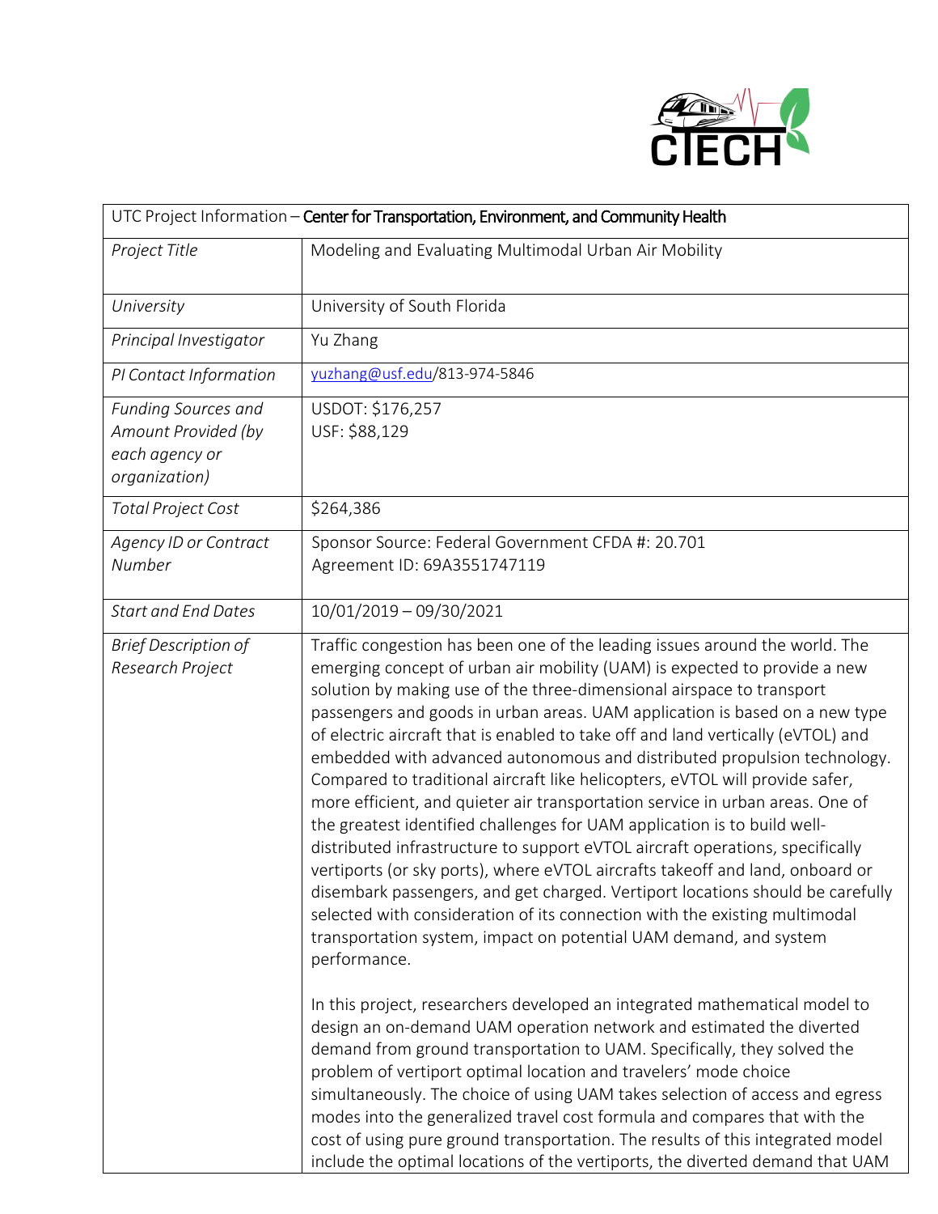| UTC Project Information – **Center for Transportation, Environment, and Community Health** | |
|---|---|
| *Project Title* | Modeling and Evaluating Multimodal Urban Air Mobility |
| *University* | University of South Florida |
| *Principal Investigator* | Yu Zhang |
| *PI Contact Information* | yuzhang@usf.edu/813-974-5846 |
| *Funding Sources and Amount Provided (by each agency or organization)* | USDOT: $176,257<br>USF: $88,129 |
| *Total Project Cost* | $264,386 |
| *Agency ID or Contract Number* | Sponsor Source: Federal Government CFDA #: 20.701<br>Agreement ID: 69A3551747119 |
| *Start and End Dates* | 10/01/2019 – 09/30/2021 |
| *Brief Description of Research Project* | Traffic congestion has been one of the leading issues around the world. The emerging concept of urban air mobility (UAM) is expected to provide a new solution by making use of the three-dimensional airspace to transport passengers and goods in urban areas. UAM application is based on a new type of electric aircraft that is enabled to take off and land vertically (eVTOL) and embedded with advanced autonomous and distributed propulsion technology. Compared to traditional aircraft like helicopters, eVTOL will provide safer, more efficient, and quieter air transportation service in urban areas. One of the greatest identified challenges for UAM application is to build well-distributed infrastructure to support eVTOL aircraft operations, specifically vertiports (or sky ports), where eVTOL aircrafts takeoff and land, onboard or disembark passengers, and get charged. Vertiport locations should be carefully selected with consideration of its connection with the existing multimodal transportation system, impact on potential UAM demand, and system performance.<br><br>In this project, researchers developed an integrated mathematical model to design an on-demand UAM operation network and estimated the diverted demand from ground transportation to UAM. Specifically, they solved the problem of vertiport optimal location and travelers' mode choice simultaneously. The choice of using UAM takes selection of access and egress modes into the generalized travel cost formula and compares that with the cost of using pure ground transportation. The results of this integrated model include the optimal locations of the vertiports, the diverted demand that UAM |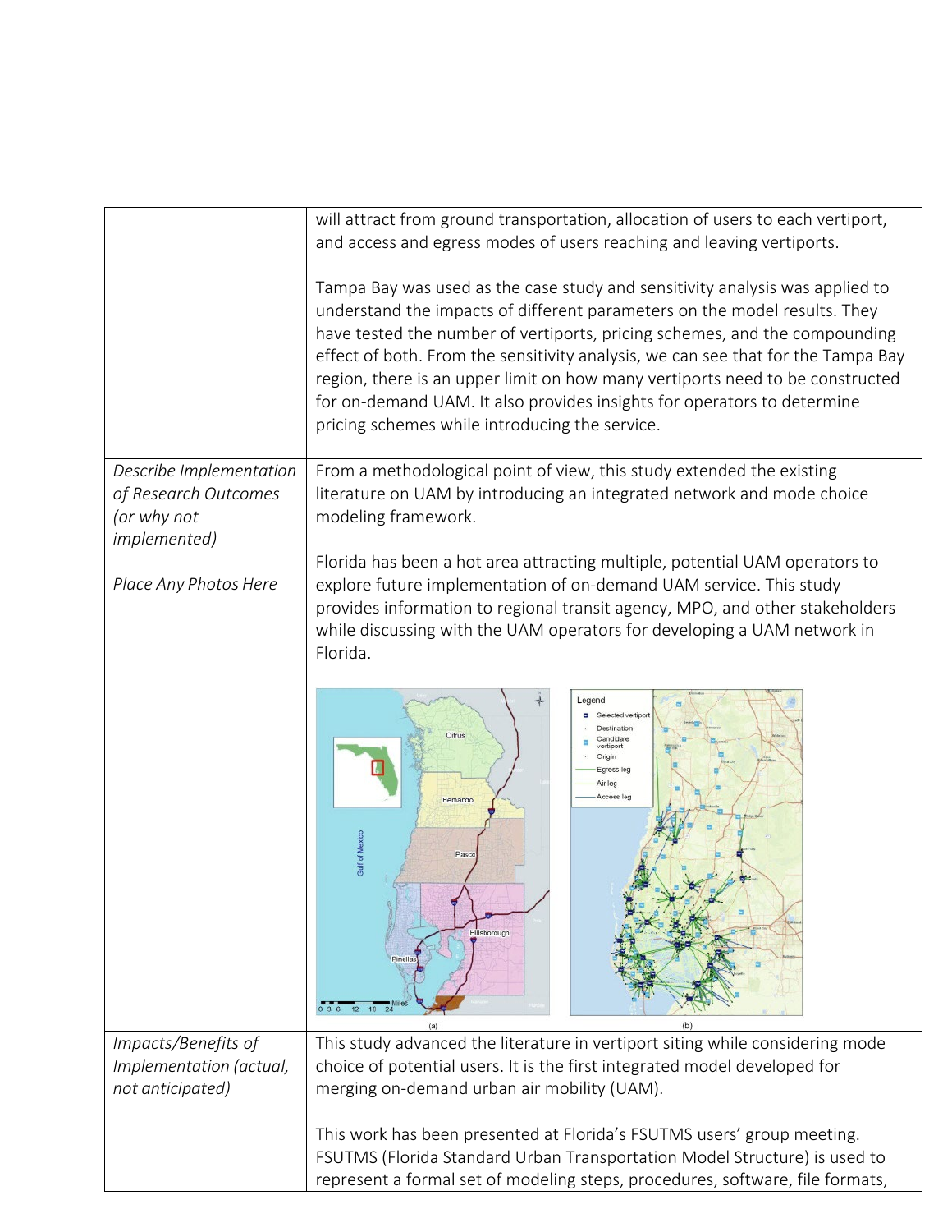| | |
|---|---|
| | will attract from ground transportation, allocation of users to each vertiport, and access and egress modes of users reaching and leaving vertiports.<br><br>Tampa Bay was used as the case study and sensitivity analysis was applied to understand the impacts of different parameters on the model results. They have tested the number of vertiports, pricing schemes, and the compounding effect of both. From the sensitivity analysis, we can see that for the Tampa Bay region, there is an upper limit on how many vertiports need to be constructed for on-demand UAM. It also provides insights for operators to determine pricing schemes while introducing the service. |
| *Describe Implementation of Research Outcomes (or why not implemented)*<br><br>*Place Any Photos Here* | From a methodological point of view, this study extended the existing literature on UAM by introducing an integrated network and mode choice modeling framework.<br><br>Florida has been a hot area attracting multiple, potential UAM operators to explore future implementation of on-demand UAM service. This study provides information to regional transit agency, MPO, and other stakeholders while discussing with the UAM operators for developing a UAM network in Florida.<br><br>(a) (b) |
| *Impacts/Benefits of Implementation (actual, not anticipated)* | This study advanced the literature in vertiport siting while considering mode choice of potential users. It is the first integrated model developed for merging on-demand urban air mobility (UAM).<br><br>This work has been presented at Florida's FSUTMS users' group meeting. FSUTMS (Florida Standard Urban Transportation Model Structure) is used to represent a formal set of modeling steps, procedures, software, file formats, |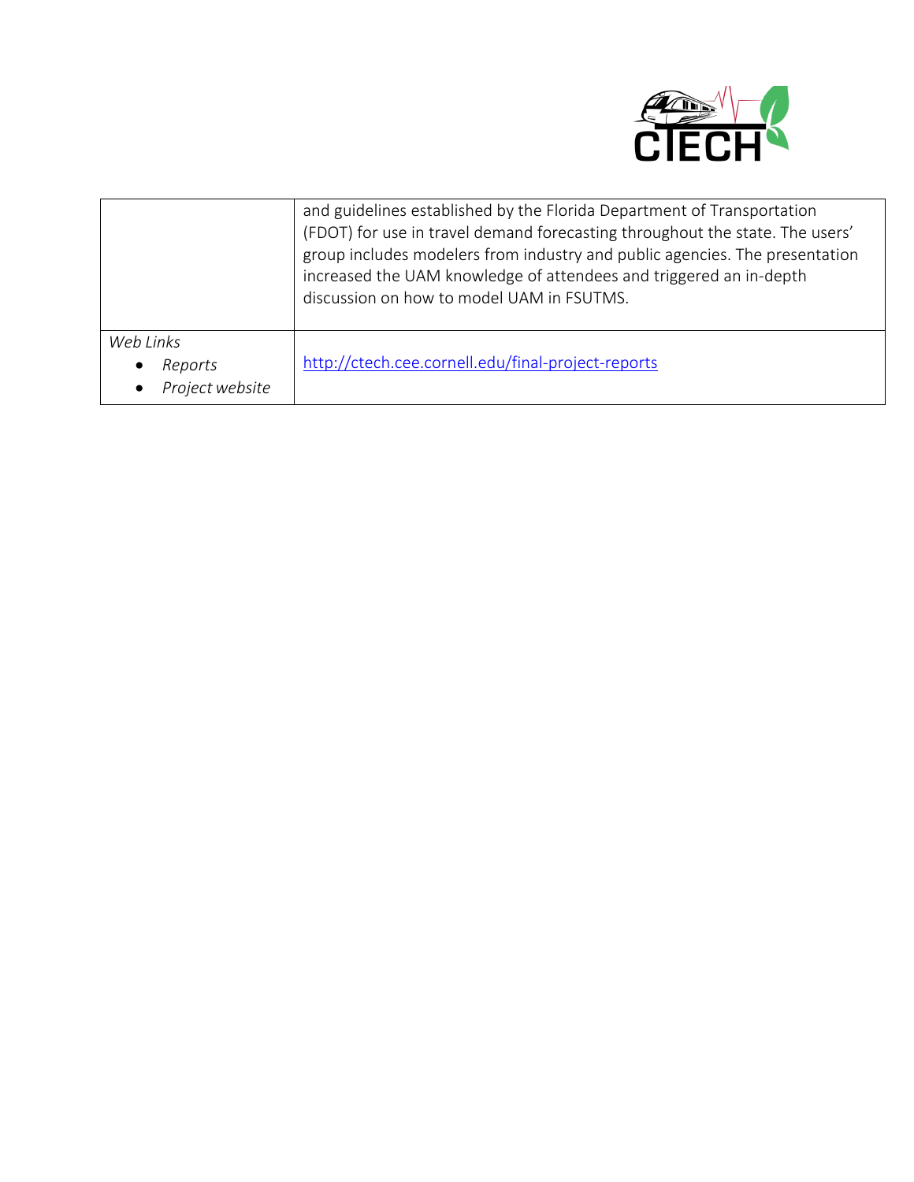| | |
|---|---|
| | and guidelines established by the Florida Department of Transportation (FDOT) for use in travel demand forecasting throughout the state. The users' group includes modelers from industry and public agencies. The presentation increased the UAM knowledge of attendees and triggered an in-depth discussion on how to model UAM in FSUTMS. |
| *Web Links*<br>• *Reports*<br>• *Project website* | http://ctech.cee.cornell.edu/final-project-reports |